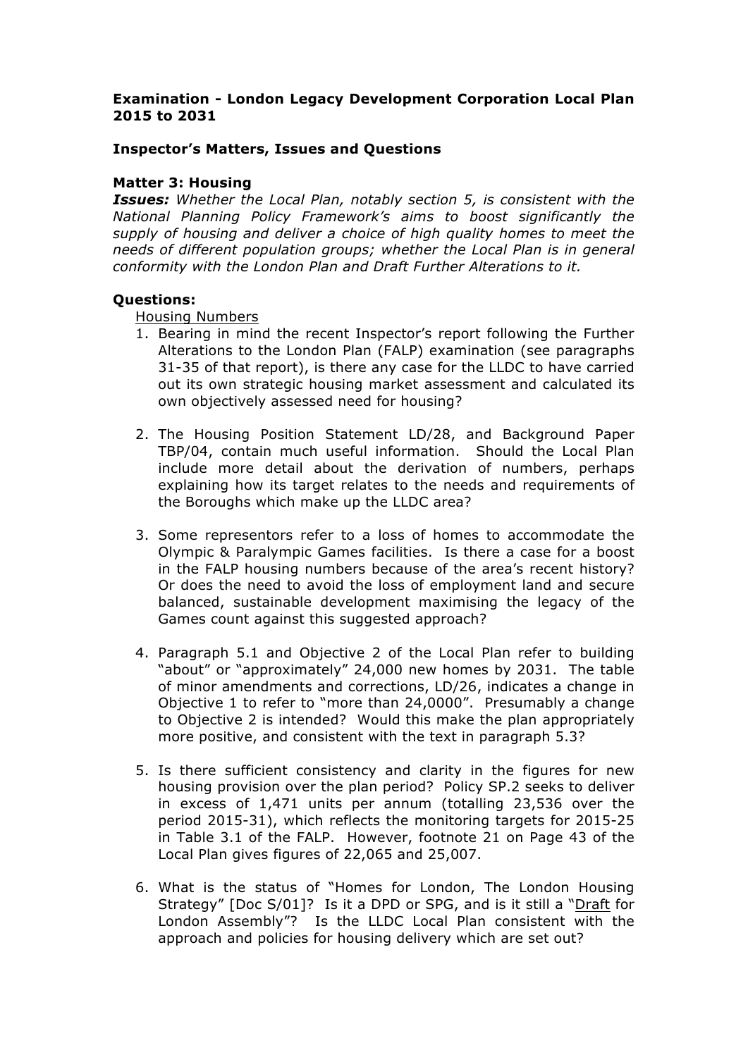**Examination - London Legacy Development Corporation Local Plan 2015 to 2031**

**Inspector's Matters, Issues and Questions**

**Matter 3: Housing**

***Issues:*** *Whether the Local Plan, notably section 5, is consistent with the National Planning Policy Framework's aims to boost significantly the supply of housing and deliver a choice of high quality homes to meet the needs of different population groups; whether the Local Plan is in general conformity with the London Plan and Draft Further Alterations to it.*

**Questions:**

Housing Numbers

1. Bearing in mind the recent Inspector's report following the Further Alterations to the London Plan (FALP) examination (see paragraphs 31-35 of that report), is there any case for the LLDC to have carried out its own strategic housing market assessment and calculated its own objectively assessed need for housing?

2. The Housing Position Statement LD/28, and Background Paper TBP/04, contain much useful information. Should the Local Plan include more detail about the derivation of numbers, perhaps explaining how its target relates to the needs and requirements of the Boroughs which make up the LLDC area?

3. Some representors refer to a loss of homes to accommodate the Olympic & Paralympic Games facilities. Is there a case for a boost in the FALP housing numbers because of the area's recent history? Or does the need to avoid the loss of employment land and secure balanced, sustainable development maximising the legacy of the Games count against this suggested approach?

4. Paragraph 5.1 and Objective 2 of the Local Plan refer to building "about" or "approximately" 24,000 new homes by 2031. The table of minor amendments and corrections, LD/26, indicates a change in Objective 1 to refer to "more than 24,0000". Presumably a change to Objective 2 is intended? Would this make the plan appropriately more positive, and consistent with the text in paragraph 5.3?

5. Is there sufficient consistency and clarity in the figures for new housing provision over the plan period? Policy SP.2 seeks to deliver in excess of 1,471 units per annum (totalling 23,536 over the period 2015-31), which reflects the monitoring targets for 2015-25 in Table 3.1 of the FALP. However, footnote 21 on Page 43 of the Local Plan gives figures of 22,065 and 25,007.

6. What is the status of "Homes for London, The London Housing Strategy" [Doc S/01]? Is it a DPD or SPG, and is it still a "Draft for London Assembly"? Is the LLDC Local Plan consistent with the approach and policies for housing delivery which are set out?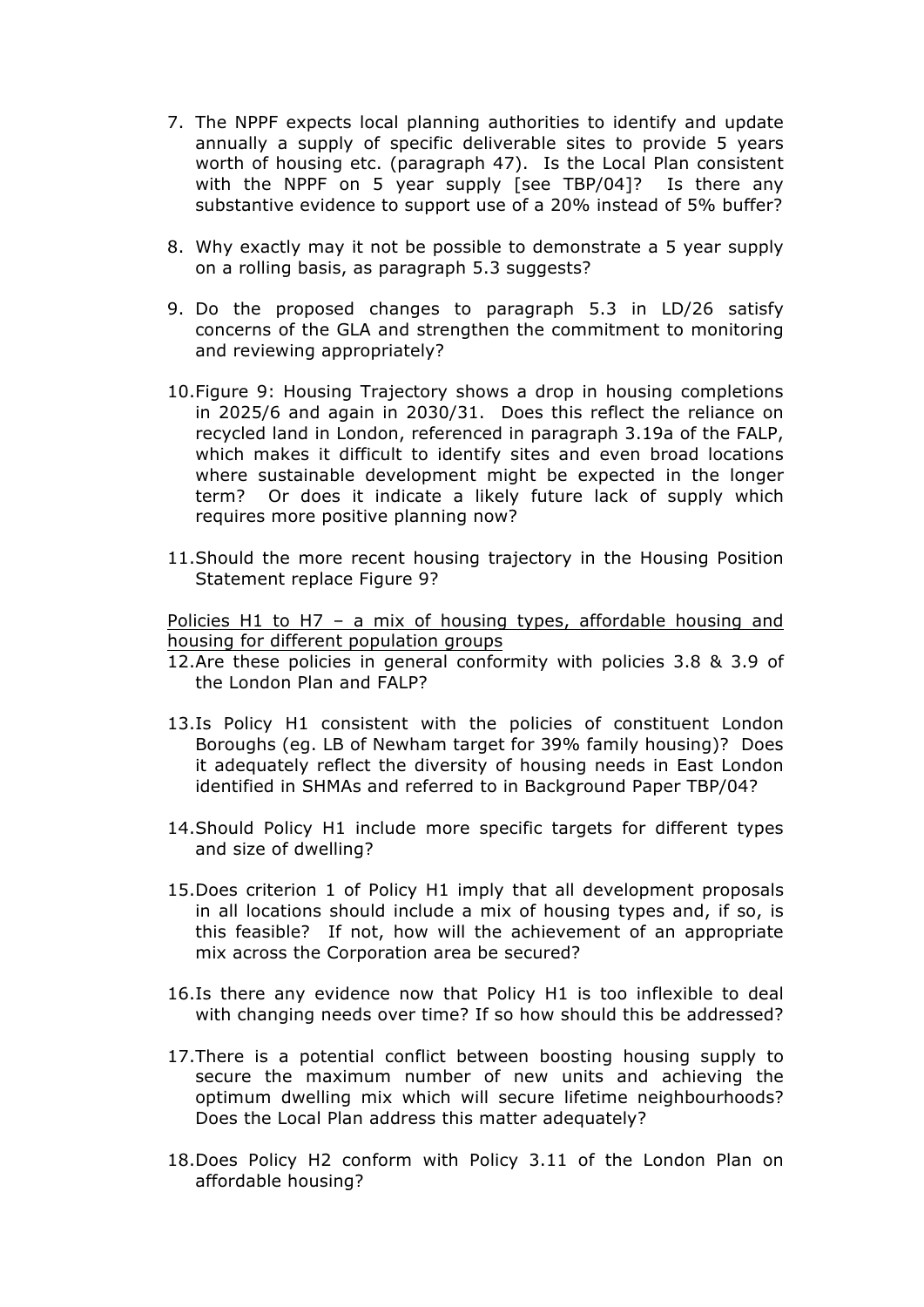7. The NPPF expects local planning authorities to identify and update annually a supply of specific deliverable sites to provide 5 years worth of housing etc. (paragraph 47). Is the Local Plan consistent with the NPPF on 5 year supply [see TBP/04]? Is there any substantive evidence to support use of a 20% instead of 5% buffer?

8. Why exactly may it not be possible to demonstrate a 5 year supply on a rolling basis, as paragraph 5.3 suggests?

9. Do the proposed changes to paragraph 5.3 in LD/26 satisfy concerns of the GLA and strengthen the commitment to monitoring and reviewing appropriately?

10. Figure 9: Housing Trajectory shows a drop in housing completions in 2025/6 and again in 2030/31. Does this reflect the reliance on recycled land in London, referenced in paragraph 3.19a of the FALP, which makes it difficult to identify sites and even broad locations where sustainable development might be expected in the longer term? Or does it indicate a likely future lack of supply which requires more positive planning now?

11. Should the more recent housing trajectory in the Housing Position Statement replace Figure 9?

<u>Policies H1 to H7 – a mix of housing types, affordable housing and housing for different population groups</u>

12. Are these policies in general conformity with policies 3.8 & 3.9 of the London Plan and FALP?

13. Is Policy H1 consistent with the policies of constituent London Boroughs (eg. LB of Newham target for 39% family housing)? Does it adequately reflect the diversity of housing needs in East London identified in SHMAs and referred to in Background Paper TBP/04?

14. Should Policy H1 include more specific targets for different types and size of dwelling?

15. Does criterion 1 of Policy H1 imply that all development proposals in all locations should include a mix of housing types and, if so, is this feasible? If not, how will the achievement of an appropriate mix across the Corporation area be secured?

16. Is there any evidence now that Policy H1 is too inflexible to deal with changing needs over time? If so how should this be addressed?

17. There is a potential conflict between boosting housing supply to secure the maximum number of new units and achieving the optimum dwelling mix which will secure lifetime neighbourhoods? Does the Local Plan address this matter adequately?

18. Does Policy H2 conform with Policy 3.11 of the London Plan on affordable housing?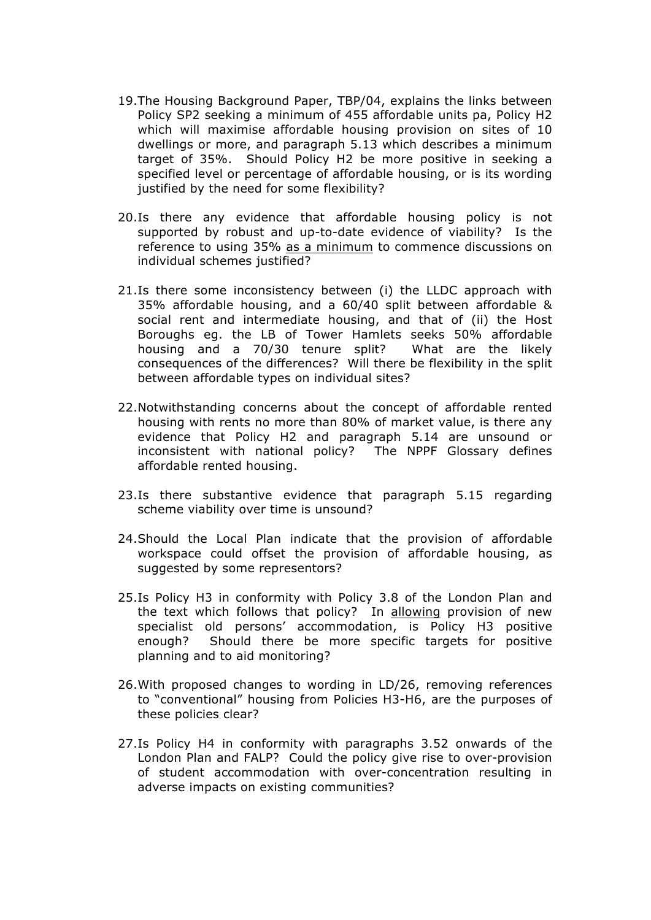19. The Housing Background Paper, TBP/04, explains the links between Policy SP2 seeking a minimum of 455 affordable units pa, Policy H2 which will maximise affordable housing provision on sites of 10 dwellings or more, and paragraph 5.13 which describes a minimum target of 35%. Should Policy H2 be more positive in seeking a specified level or percentage of affordable housing, or is its wording justified by the need for some flexibility?

20. Is there any evidence that affordable housing policy is not supported by robust and up-to-date evidence of viability? Is the reference to using 35% <u>as a minimum</u> to commence discussions on individual schemes justified?

21. Is there some inconsistency between (i) the LLDC approach with 35% affordable housing, and a 60/40 split between affordable & social rent and intermediate housing, and that of (ii) the Host Boroughs eg. the LB of Tower Hamlets seeks 50% affordable housing and a 70/30 tenure split? What are the likely consequences of the differences? Will there be flexibility in the split between affordable types on individual sites?

22. Notwithstanding concerns about the concept of affordable rented housing with rents no more than 80% of market value, is there any evidence that Policy H2 and paragraph 5.14 are unsound or inconsistent with national policy? The NPPF Glossary defines affordable rented housing.

23. Is there substantive evidence that paragraph 5.15 regarding scheme viability over time is unsound?

24. Should the Local Plan indicate that the provision of affordable workspace could offset the provision of affordable housing, as suggested by some representors?

25. Is Policy H3 in conformity with Policy 3.8 of the London Plan and the text which follows that policy? In <u>allowing</u> provision of new specialist old persons' accommodation, is Policy H3 positive enough? Should there be more specific targets for positive planning and to aid monitoring?

26. With proposed changes to wording in LD/26, removing references to "conventional" housing from Policies H3-H6, are the purposes of these policies clear?

27. Is Policy H4 in conformity with paragraphs 3.52 onwards of the London Plan and FALP? Could the policy give rise to over-provision of student accommodation with over-concentration resulting in adverse impacts on existing communities?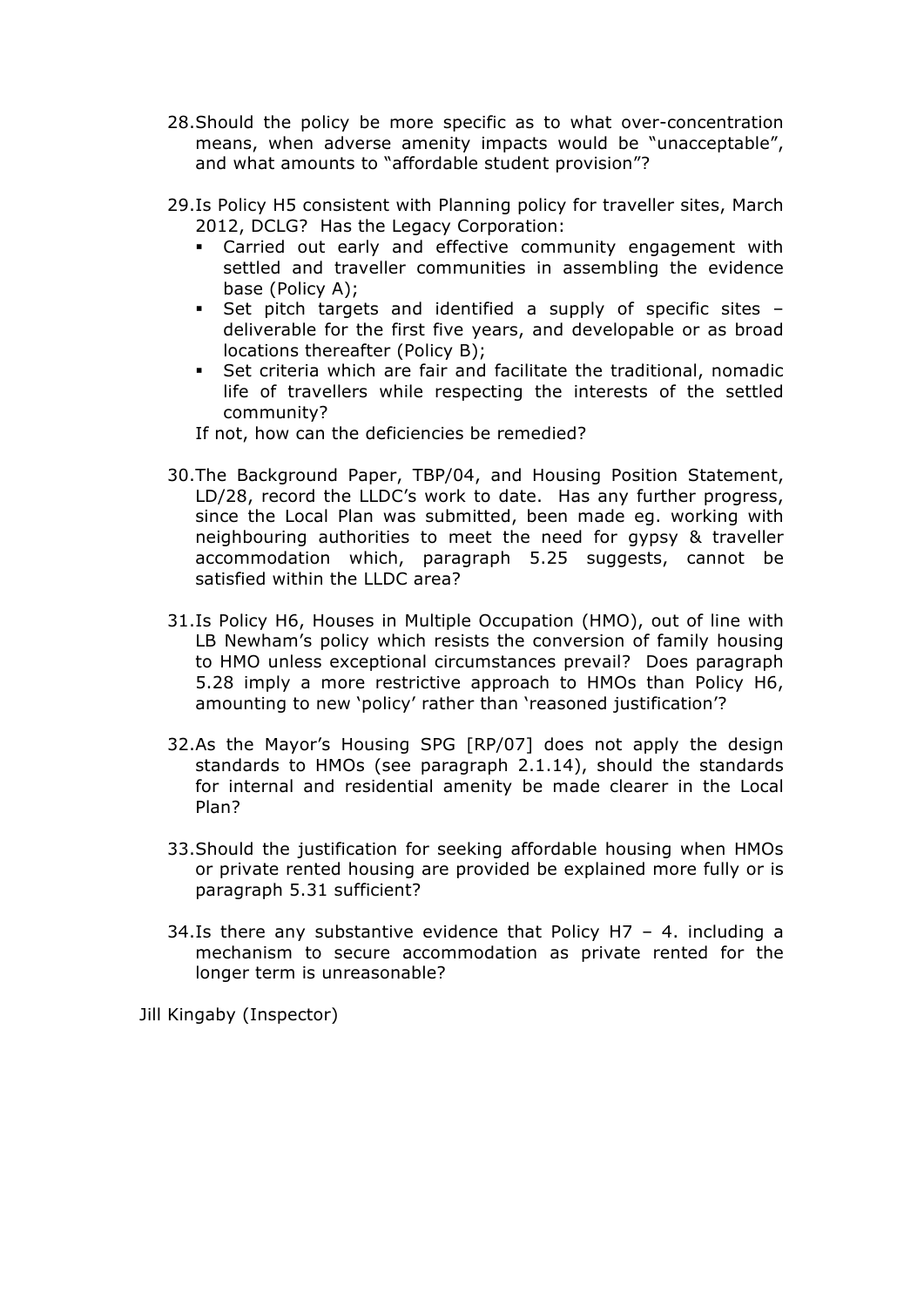28. Should the policy be more specific as to what over-concentration means, when adverse amenity impacts would be "unacceptable", and what amounts to "affordable student provision"?

29. Is Policy H5 consistent with Planning policy for traveller sites, March 2012, DCLG? Has the Legacy Corporation:
    - Carried out early and effective community engagement with settled and traveller communities in assembling the evidence base (Policy A);
    - Set pitch targets and identified a supply of specific sites – deliverable for the first five years, and developable or as broad locations thereafter (Policy B);
    - Set criteria which are fair and facilitate the traditional, nomadic life of travellers while respecting the interests of the settled community?

    If not, how can the deficiencies be remedied?

30. The Background Paper, TBP/04, and Housing Position Statement, LD/28, record the LLDC's work to date. Has any further progress, since the Local Plan was submitted, been made eg. working with neighbouring authorities to meet the need for gypsy & traveller accommodation which, paragraph 5.25 suggests, cannot be satisfied within the LLDC area?

31. Is Policy H6, Houses in Multiple Occupation (HMO), out of line with LB Newham's policy which resists the conversion of family housing to HMO unless exceptional circumstances prevail? Does paragraph 5.28 imply a more restrictive approach to HMOs than Policy H6, amounting to new 'policy' rather than 'reasoned justification'?

32. As the Mayor's Housing SPG [RP/07] does not apply the design standards to HMOs (see paragraph 2.1.14), should the standards for internal and residential amenity be made clearer in the Local Plan?

33. Should the justification for seeking affordable housing when HMOs or private rented housing are provided be explained more fully or is paragraph 5.31 sufficient?

34. Is there any substantive evidence that Policy H7 – 4. including a mechanism to secure accommodation as private rented for the longer term is unreasonable?

Jill Kingaby (Inspector)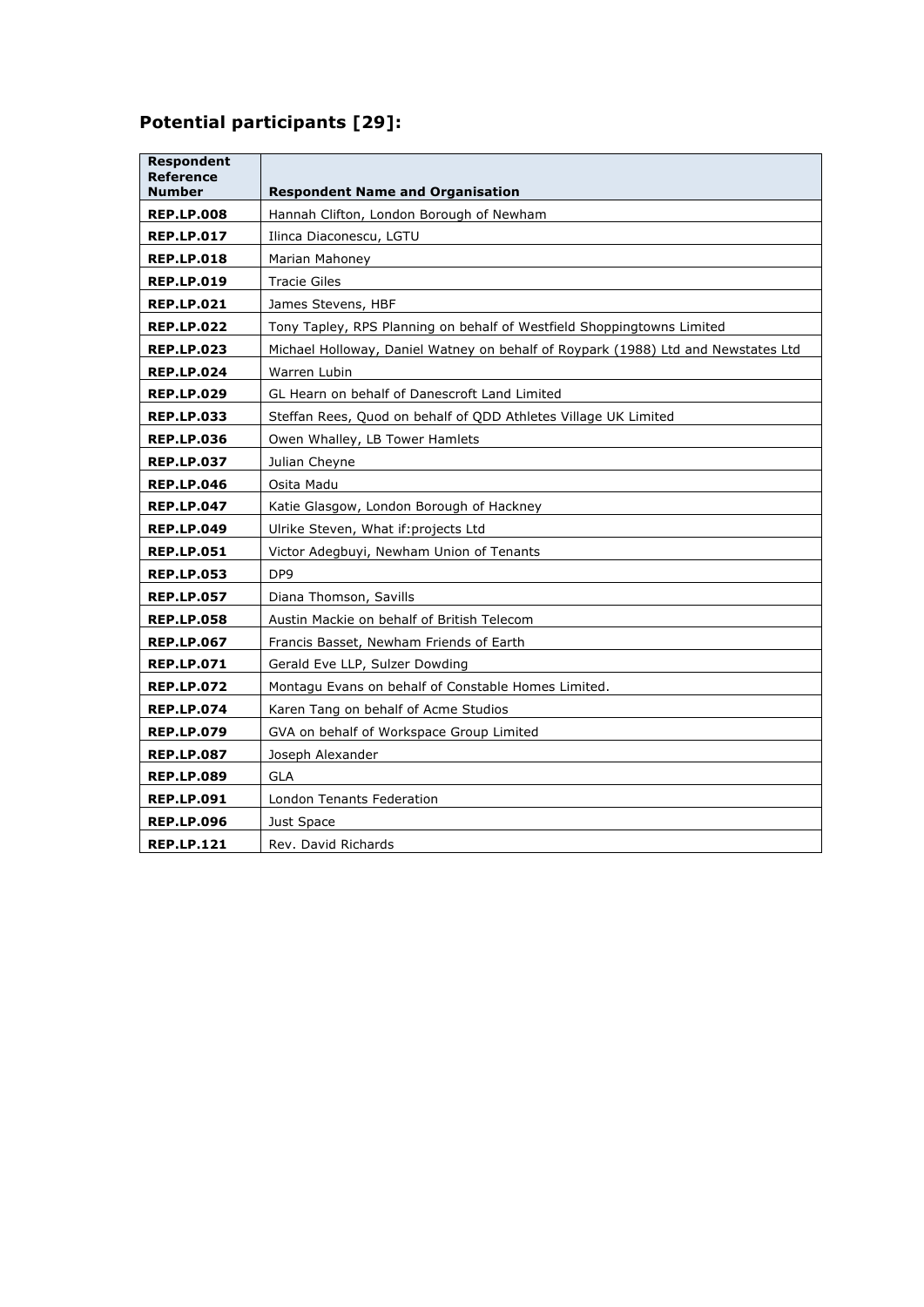## Potential participants [29]:

| Respondent Reference Number | Respondent Name and Organisation |
|---|---|
| **REP.LP.008** | Hannah Clifton, London Borough of Newham |
| **REP.LP.017** | Ilinca Diaconescu, LGTU |
| **REP.LP.018** | Marian Mahoney |
| **REP.LP.019** | Tracie Giles |
| **REP.LP.021** | James Stevens, HBF |
| **REP.LP.022** | Tony Tapley, RPS Planning on behalf of Westfield Shoppingtowns Limited |
| **REP.LP.023** | Michael Holloway, Daniel Watney on behalf of Roypark (1988) Ltd and Newstates Ltd |
| **REP.LP.024** | Warren Lubin |
| **REP.LP.029** | GL Hearn on behalf of Danescroft Land Limited |
| **REP.LP.033** | Steffan Rees, Quod on behalf of QDD Athletes Village UK Limited |
| **REP.LP.036** | Owen Whalley, LB Tower Hamlets |
| **REP.LP.037** | Julian Cheyne |
| **REP.LP.046** | Osita Madu |
| **REP.LP.047** | Katie Glasgow, London Borough of Hackney |
| **REP.LP.049** | Ulrike Steven, What if:projects Ltd |
| **REP.LP.051** | Victor Adegbuyi, Newham Union of Tenants |
| **REP.LP.053** | DP9 |
| **REP.LP.057** | Diana Thomson, Savills |
| **REP.LP.058** | Austin Mackie on behalf of British Telecom |
| **REP.LP.067** | Francis Basset, Newham Friends of Earth |
| **REP.LP.071** | Gerald Eve LLP, Sulzer Dowding |
| **REP.LP.072** | Montagu Evans on behalf of Constable Homes Limited. |
| **REP.LP.074** | Karen Tang on behalf of Acme Studios |
| **REP.LP.079** | GVA on behalf of Workspace Group Limited |
| **REP.LP.087** | Joseph Alexander |
| **REP.LP.089** | GLA |
| **REP.LP.091** | London Tenants Federation |
| **REP.LP.096** | Just Space |
| **REP.LP.121** | Rev. David Richards |